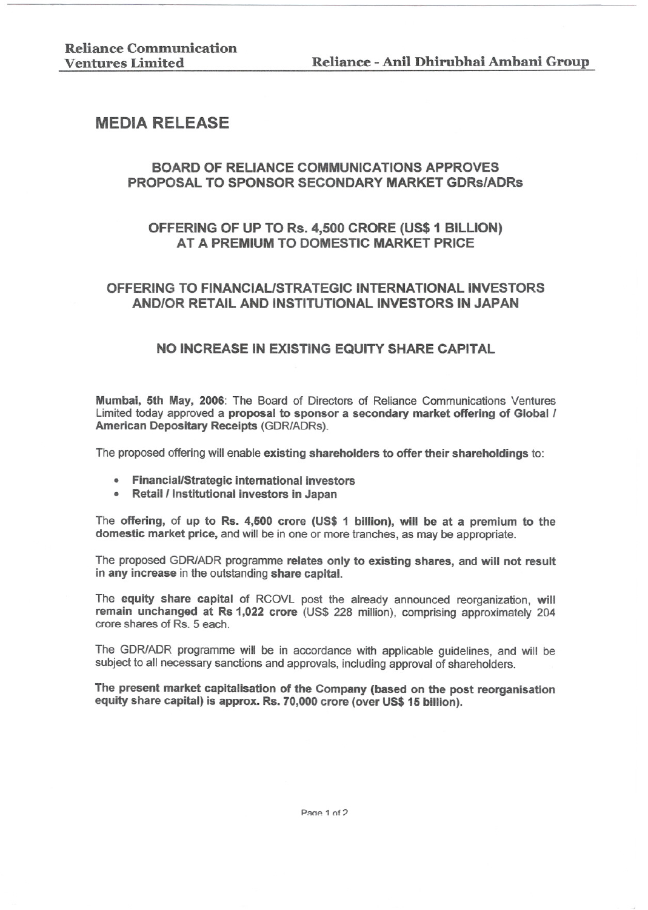Reliance Communication Ventures Limited

Reliance - Anil Dhirubhai Ambani Group

# MEDIA RELEASE

## BOARD OF RELIANCE COMMUNICATIONS APPROVES PROPOSAL TO SPONSOR SECONDARY MARKET GDRs/ADRs

## OFFERING OF UP TO Rs. 4,500 CRORE (US$ 1 BILLION) AT A PREMIUM TO DOMESTIC MARKET PRICE

## OFFERING TO FINANCIAL/STRATEGIC INTERNATIONAL INVESTORS AND/OR RETAIL AND INSTITUTIONAL INVESTORS IN JAPAN

## NO INCREASE IN EXISTING EQUITY SHARE CAPITAL

**Mumbai, 5th May, 2006**: The Board of Directors of Reliance Communications Ventures Limited today approved a **proposal to sponsor a secondary market offering of Global / American Depositary Receipts** (GDR/ADRs).

The proposed offering will enable **existing shareholders to offer their shareholdings** to:

- **Financial/Strategic international investors**
- **Retail / Institutional investors in Japan**

The **offering,** of **up to Rs. 4,500 crore (US$ 1 billion), will be at a premium to the domestic market price,** and will be in one or more tranches, as may be appropriate.

The proposed GDR/ADR programme **relates only to existing shares,** and **will not result in any increase** in the outstanding **share capital.**

The **equity share capital** of RCOVL post the already announced reorganization, **will remain unchanged at Rs 1,022 crore** (US$ 228 million), comprising approximately 204 crore shares of Rs. 5 each.

The GDR/ADR programme will be in accordance with applicable guidelines, and will be subject to all necessary sanctions and approvals, including approval of shareholders.

**The present market capitalisation of the Company (based on the post reorganisation equity share capital) is approx. Rs. 70,000 crore (over US$ 15 billion).**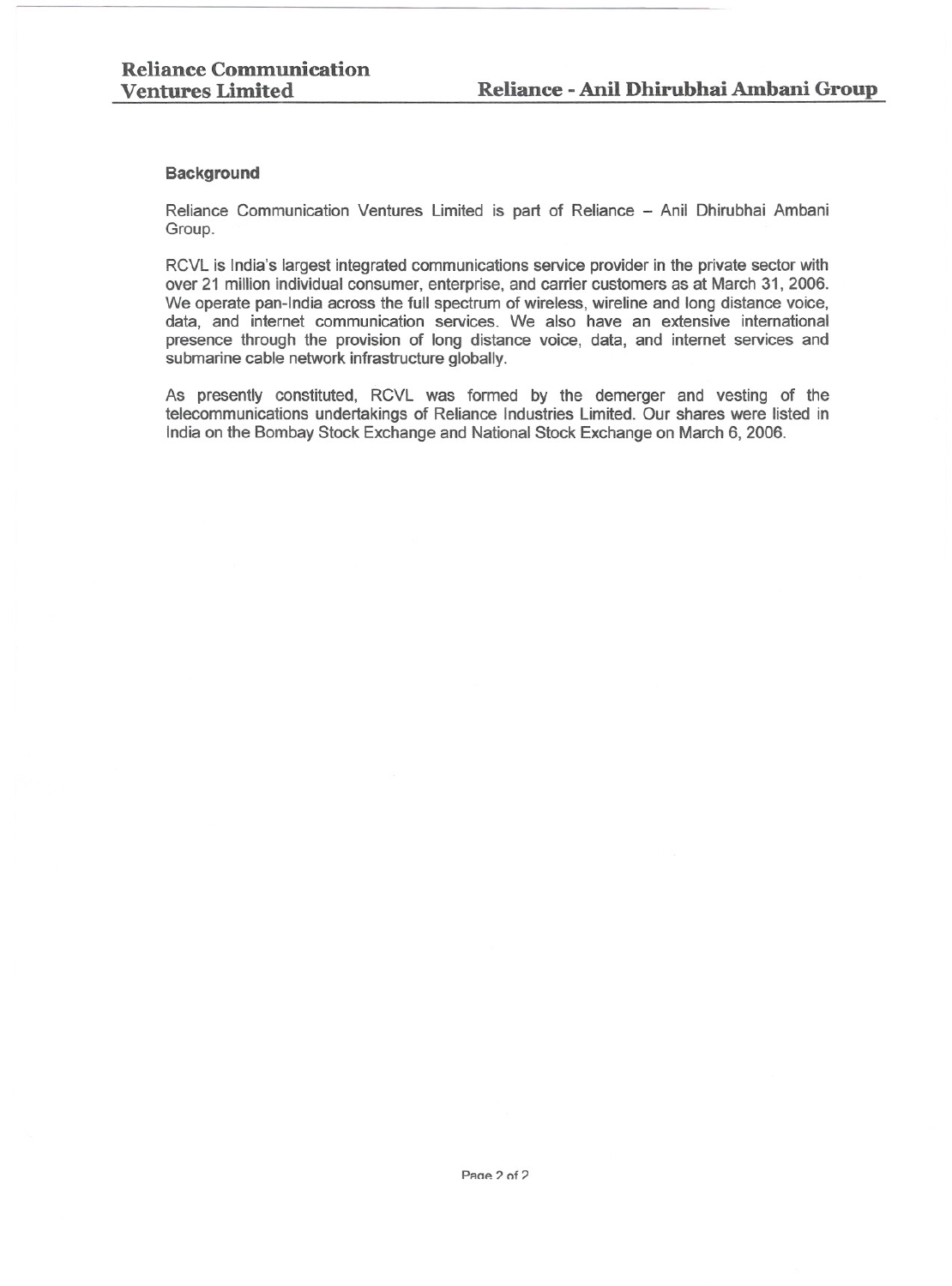### Background

Reliance Communication Ventures Limited is part of Reliance – Anil Dhirubhai Ambani Group.

RCVL is India's largest integrated communications service provider in the private sector with over 21 million individual consumer, enterprise, and carrier customers as at March 31, 2006. We operate pan-India across the full spectrum of wireless, wireline and long distance voice, data, and internet communication services. We also have an extensive international presence through the provision of long distance voice, data, and internet services and submarine cable network infrastructure globally.

As presently constituted, RCVL was formed by the demerger and vesting of the telecommunications undertakings of Reliance Industries Limited. Our shares were listed in India on the Bombay Stock Exchange and National Stock Exchange on March 6, 2006.